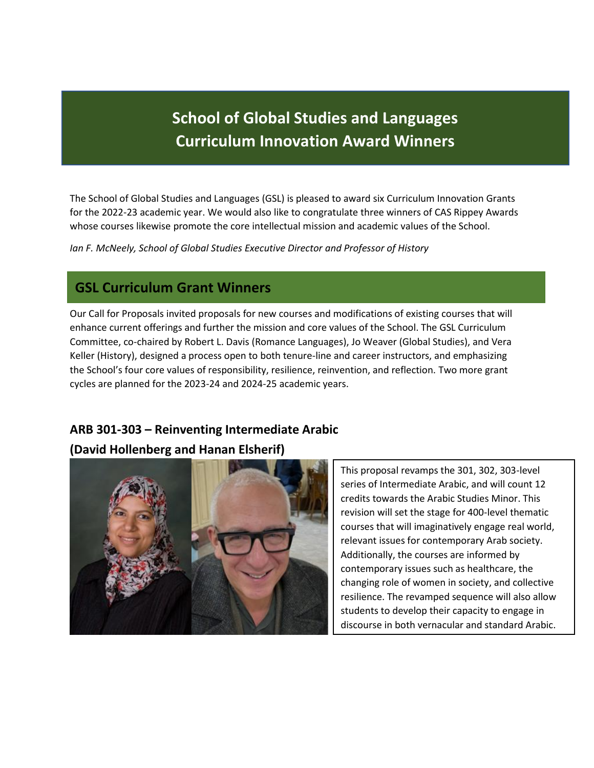# School of Global Studies and Languages
# Curriculum Innovation Award Winners

The School of Global Studies and Languages (GSL) is pleased to award six Curriculum Innovation Grants for the 2022-23 academic year. We would also like to congratulate three winners of CAS Rippey Awards whose courses likewise promote the core intellectual mission and academic values of the School.

*Ian F. McNeely, School of Global Studies Executive Director and Professor of History*

## GSL Curriculum Grant Winners

Our Call for Proposals invited proposals for new courses and modifications of existing courses that will enhance current offerings and further the mission and core values of the School. The GSL Curriculum Committee, co-chaired by Robert L. Davis (Romance Languages), Jo Weaver (Global Studies), and Vera Keller (History), designed a process open to both tenure-line and career instructors, and emphasizing the School's four core values of responsibility, resilience, reinvention, and reflection. Two more grant cycles are planned for the 2023-24 and 2024-25 academic years.

### ARB 301-303 – Reinventing Intermediate Arabic
### (David Hollenberg and Hanan Elsherif)

This proposal revamps the 301, 302, 303-level series of Intermediate Arabic, and will count 12 credits towards the Arabic Studies Minor. This revision will set the stage for 400-level thematic courses that will imaginatively engage real world, relevant issues for contemporary Arab society. Additionally, the courses are informed by contemporary issues such as healthcare, the changing role of women in society, and collective resilience. The revamped sequence will also allow students to develop their capacity to engage in discourse in both vernacular and standard Arabic.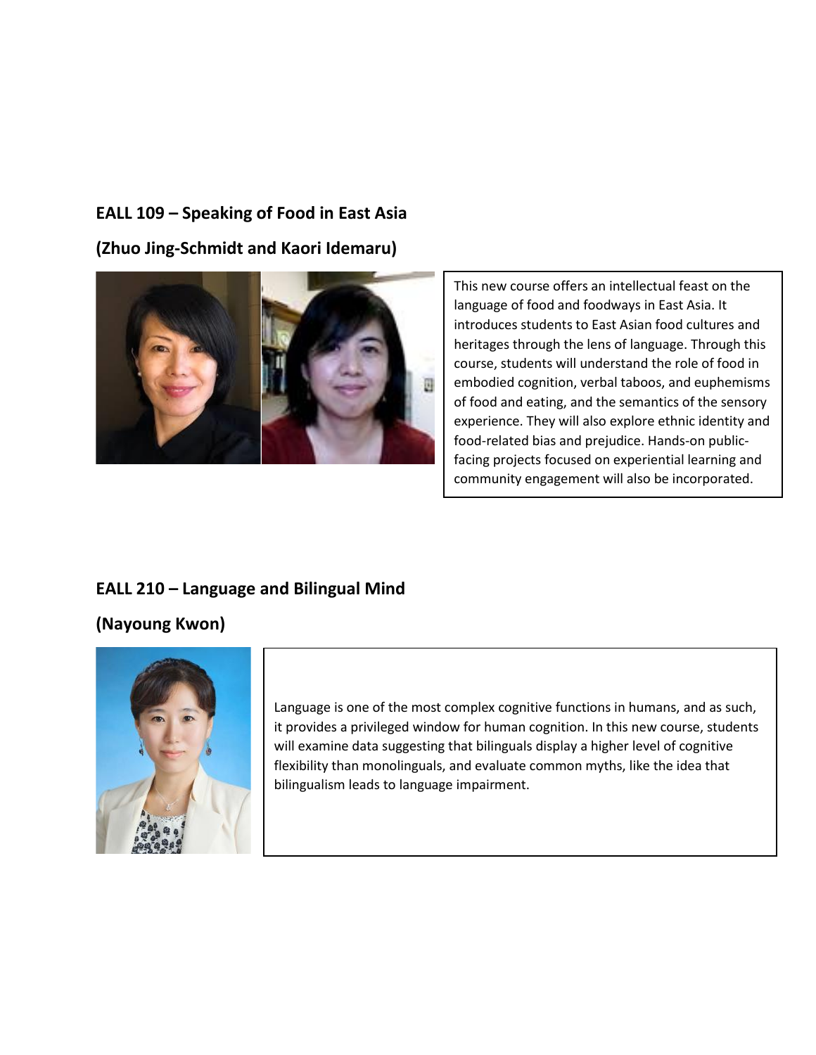### EALL 109 – Speaking of Food in East Asia

### (Zhuo Jing-Schmidt and Kaori Idemaru)

This new course offers an intellectual feast on the language of food and foodways in East Asia. It introduces students to East Asian food cultures and heritages through the lens of language. Through this course, students will understand the role of food in embodied cognition, verbal taboos, and euphemisms of food and eating, and the semantics of the sensory experience. They will also explore ethnic identity and food-related bias and prejudice. Hands-on public-facing projects focused on experiential learning and community engagement will also be incorporated.

### EALL 210 – Language and Bilingual Mind

### (Nayoung Kwon)

Language is one of the most complex cognitive functions in humans, and as such, it provides a privileged window for human cognition. In this new course, students will examine data suggesting that bilinguals display a higher level of cognitive flexibility than monolinguals, and evaluate common myths, like the idea that bilingualism leads to language impairment.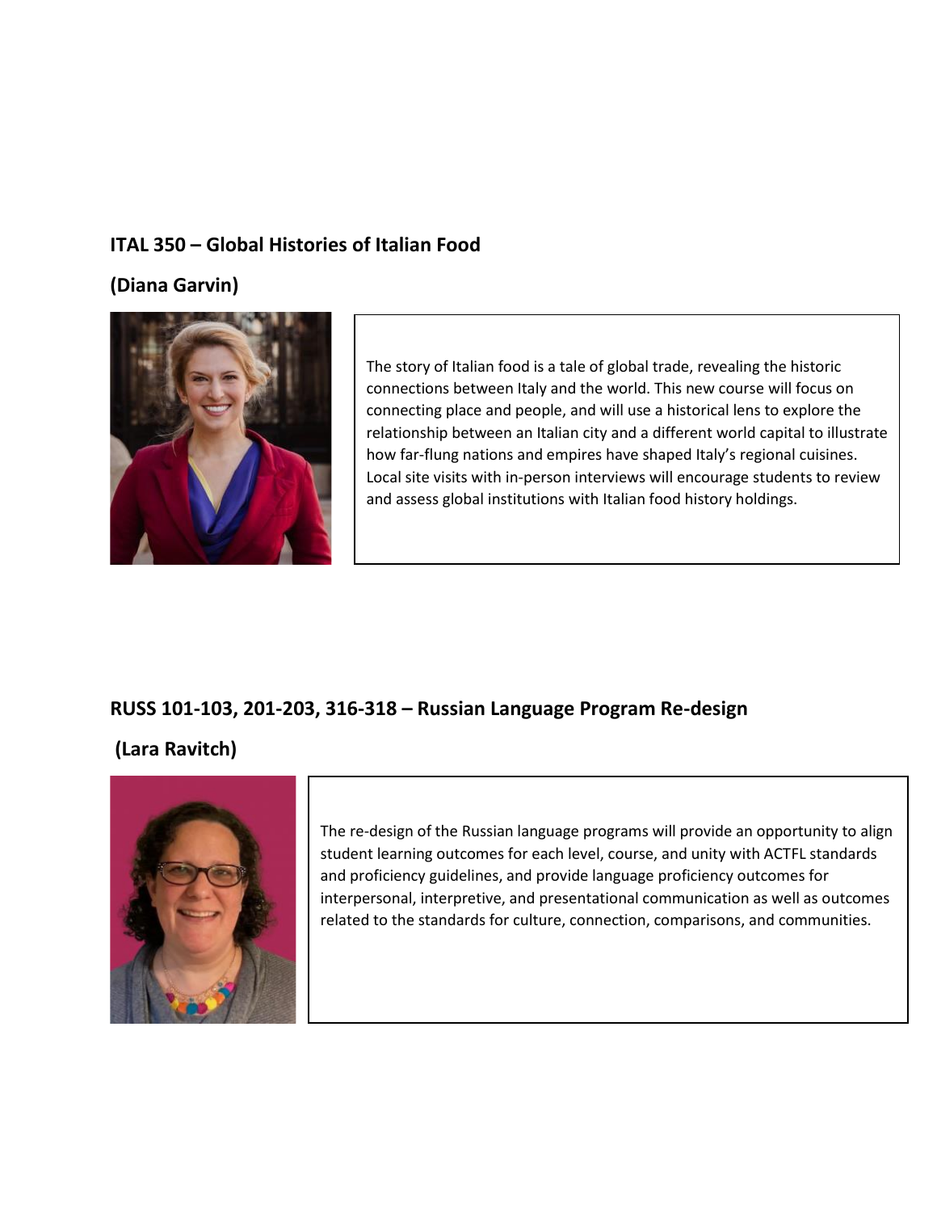**ITAL 350 – Global Histories of Italian Food**

**(Diana Garvin)**

The story of Italian food is a tale of global trade, revealing the historic connections between Italy and the world. This new course will focus on connecting place and people, and will use a historical lens to explore the relationship between an Italian city and a different world capital to illustrate how far-flung nations and empires have shaped Italy's regional cuisines. Local site visits with in-person interviews will encourage students to review and assess global institutions with Italian food history holdings.

**RUSS 101-103, 201-203, 316-318 – Russian Language Program Re-design**

**(Lara Ravitch)**

The re-design of the Russian language programs will provide an opportunity to align student learning outcomes for each level, course, and unity with ACTFL standards and proficiency guidelines, and provide language proficiency outcomes for interpersonal, interpretive, and presentational communication as well as outcomes related to the standards for culture, connection, comparisons, and communities.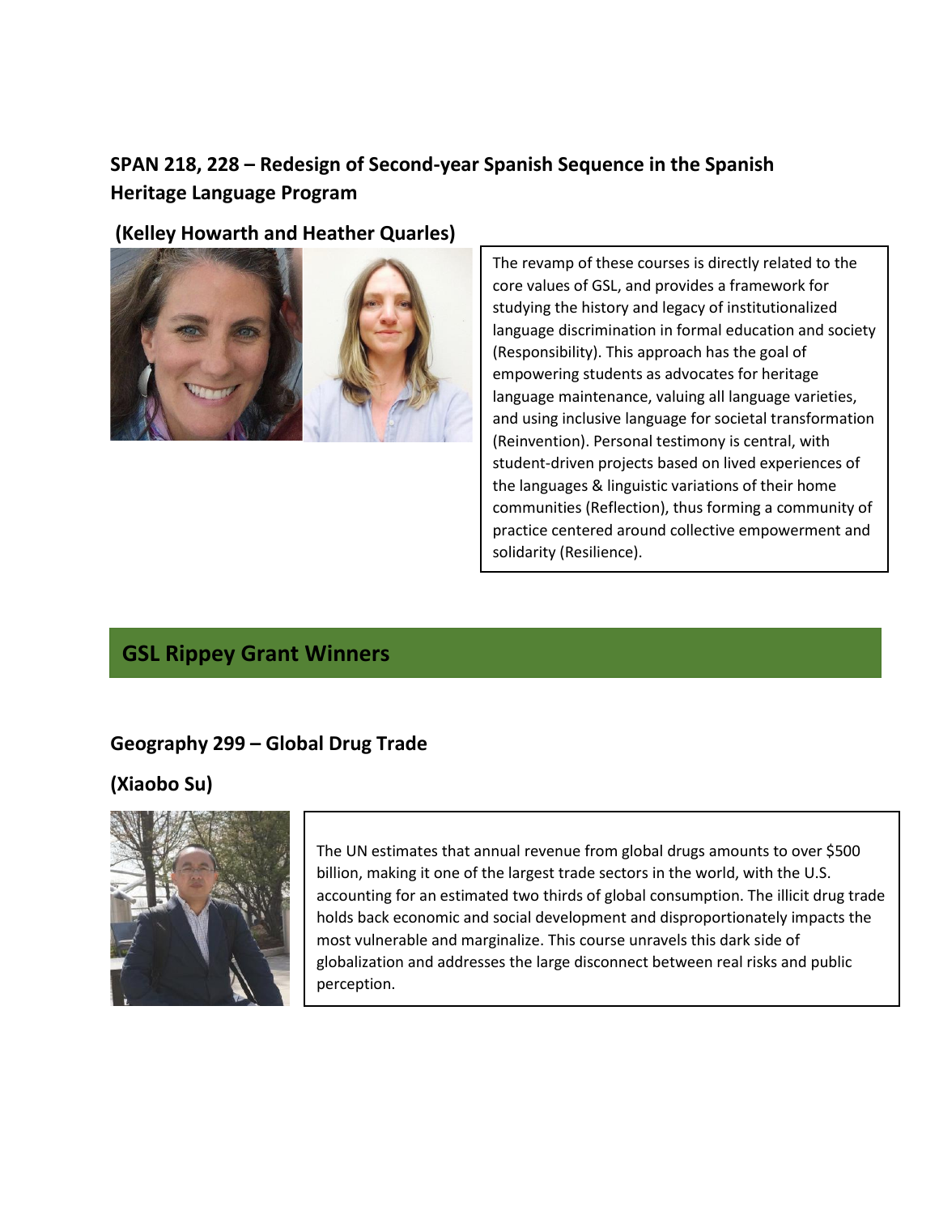### SPAN 218, 228 – Redesign of Second-year Spanish Sequence in the Spanish Heritage Language Program

**(Kelley Howarth and Heather Quarles)**

The revamp of these courses is directly related to the core values of GSL, and provides a framework for studying the history and legacy of institutionalized language discrimination in formal education and society (Responsibility). This approach has the goal of empowering students as advocates for heritage language maintenance, valuing all language varieties, and using inclusive language for societal transformation (Reinvention). Personal testimony is central, with student-driven projects based on lived experiences of the languages & linguistic variations of their home communities (Reflection), thus forming a community of practice centered around collective empowerment and solidarity (Resilience).

## GSL Rippey Grant Winners

### Geography 299 – Global Drug Trade

**(Xiaobo Su)**

The UN estimates that annual revenue from global drugs amounts to over $500 billion, making it one of the largest trade sectors in the world, with the U.S. accounting for an estimated two thirds of global consumption. The illicit drug trade holds back economic and social development and disproportionately impacts the most vulnerable and marginalize. This course unravels this dark side of globalization and addresses the large disconnect between real risks and public perception.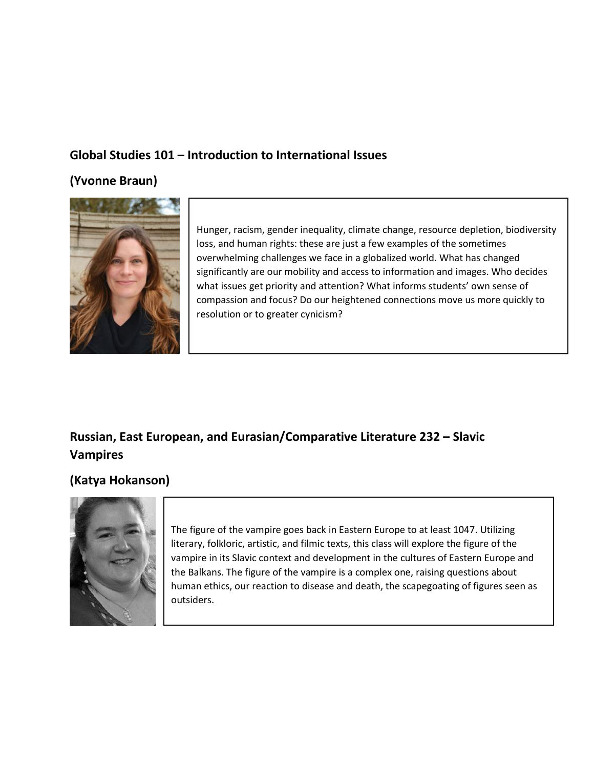### Global Studies 101 – Introduction to International Issues

### (Yvonne Braun)

Hunger, racism, gender inequality, climate change, resource depletion, biodiversity loss, and human rights: these are just a few examples of the sometimes overwhelming challenges we face in a globalized world. What has changed significantly are our mobility and access to information and images. Who decides what issues get priority and attention? What informs students' own sense of compassion and focus? Do our heightened connections move us more quickly to resolution or to greater cynicism?

### Russian, East European, and Eurasian/Comparative Literature 232 – Slavic Vampires

### (Katya Hokanson)

The figure of the vampire goes back in Eastern Europe to at least 1047. Utilizing literary, folkloric, artistic, and filmic texts, this class will explore the figure of the vampire in its Slavic context and development in the cultures of Eastern Europe and the Balkans. The figure of the vampire is a complex one, raising questions about human ethics, our reaction to disease and death, the scapegoating of figures seen as outsiders.